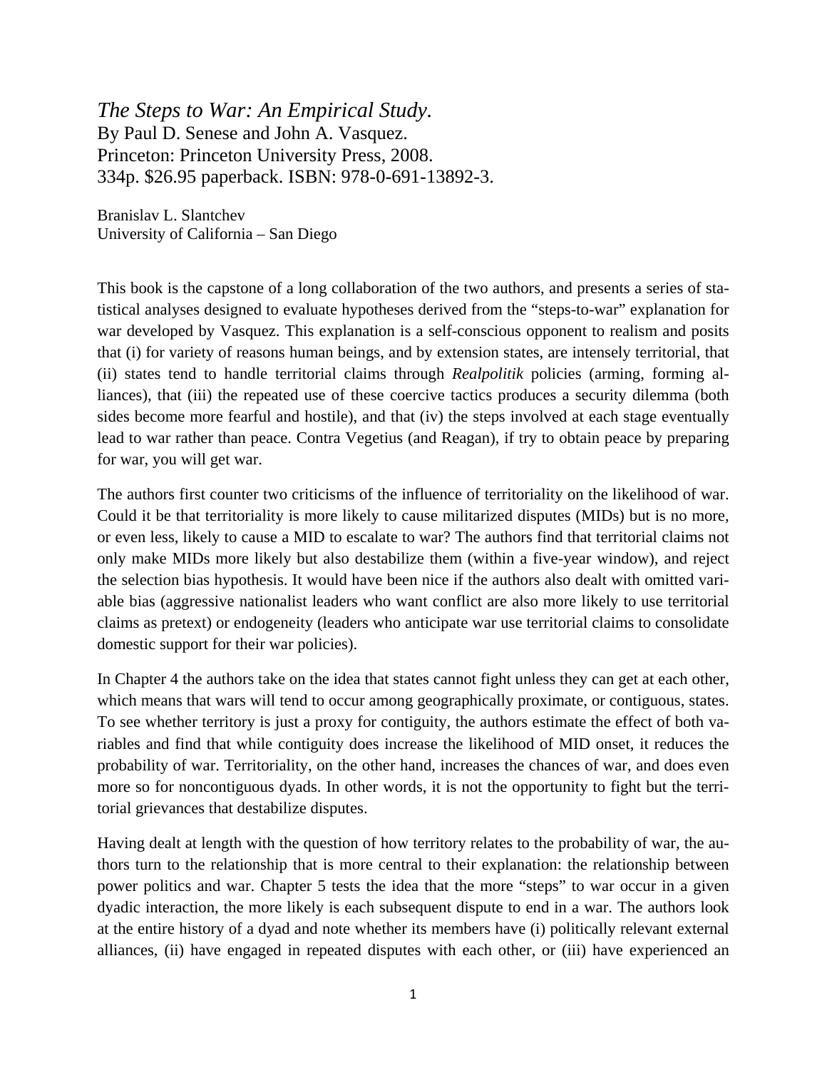*The Steps to War: An Empirical Study*.
By Paul D. Senese and John A. Vasquez.
Princeton: Princeton University Press, 2008.
334p. $26.95 paperback. ISBN: 978-0-691-13892-3.

Branislav L. Slantchev
University of California – San Diego

This book is the capstone of a long collaboration of the two authors, and presents a series of statistical analyses designed to evaluate hypotheses derived from the "steps-to-war" explanation for war developed by Vasquez. This explanation is a self-conscious opponent to realism and posits that (i) for variety of reasons human beings, and by extension states, are intensely territorial, that (ii) states tend to handle territorial claims through *Realpolitik* policies (arming, forming alliances), that (iii) the repeated use of these coercive tactics produces a security dilemma (both sides become more fearful and hostile), and that (iv) the steps involved at each stage eventually lead to war rather than peace. Contra Vegetius (and Reagan), if try to obtain peace by preparing for war, you will get war.

The authors first counter two criticisms of the influence of territoriality on the likelihood of war. Could it be that territoriality is more likely to cause militarized disputes (MIDs) but is no more, or even less, likely to cause a MID to escalate to war? The authors find that territorial claims not only make MIDs more likely but also destabilize them (within a five-year window), and reject the selection bias hypothesis. It would have been nice if the authors also dealt with omitted variable bias (aggressive nationalist leaders who want conflict are also more likely to use territorial claims as pretext) or endogeneity (leaders who anticipate war use territorial claims to consolidate domestic support for their war policies).

In Chapter 4 the authors take on the idea that states cannot fight unless they can get at each other, which means that wars will tend to occur among geographically proximate, or contiguous, states. To see whether territory is just a proxy for contiguity, the authors estimate the effect of both variables and find that while contiguity does increase the likelihood of MID onset, it reduces the probability of war. Territoriality, on the other hand, increases the chances of war, and does even more so for noncontiguous dyads. In other words, it is not the opportunity to fight but the territorial grievances that destabilize disputes.

Having dealt at length with the question of how territory relates to the probability of war, the authors turn to the relationship that is more central to their explanation: the relationship between power politics and war. Chapter 5 tests the idea that the more "steps" to war occur in a given dyadic interaction, the more likely is each subsequent dispute to end in a war. The authors look at the entire history of a dyad and note whether its members have (i) politically relevant external alliances, (ii) have engaged in repeated disputes with each other, or (iii) have experienced an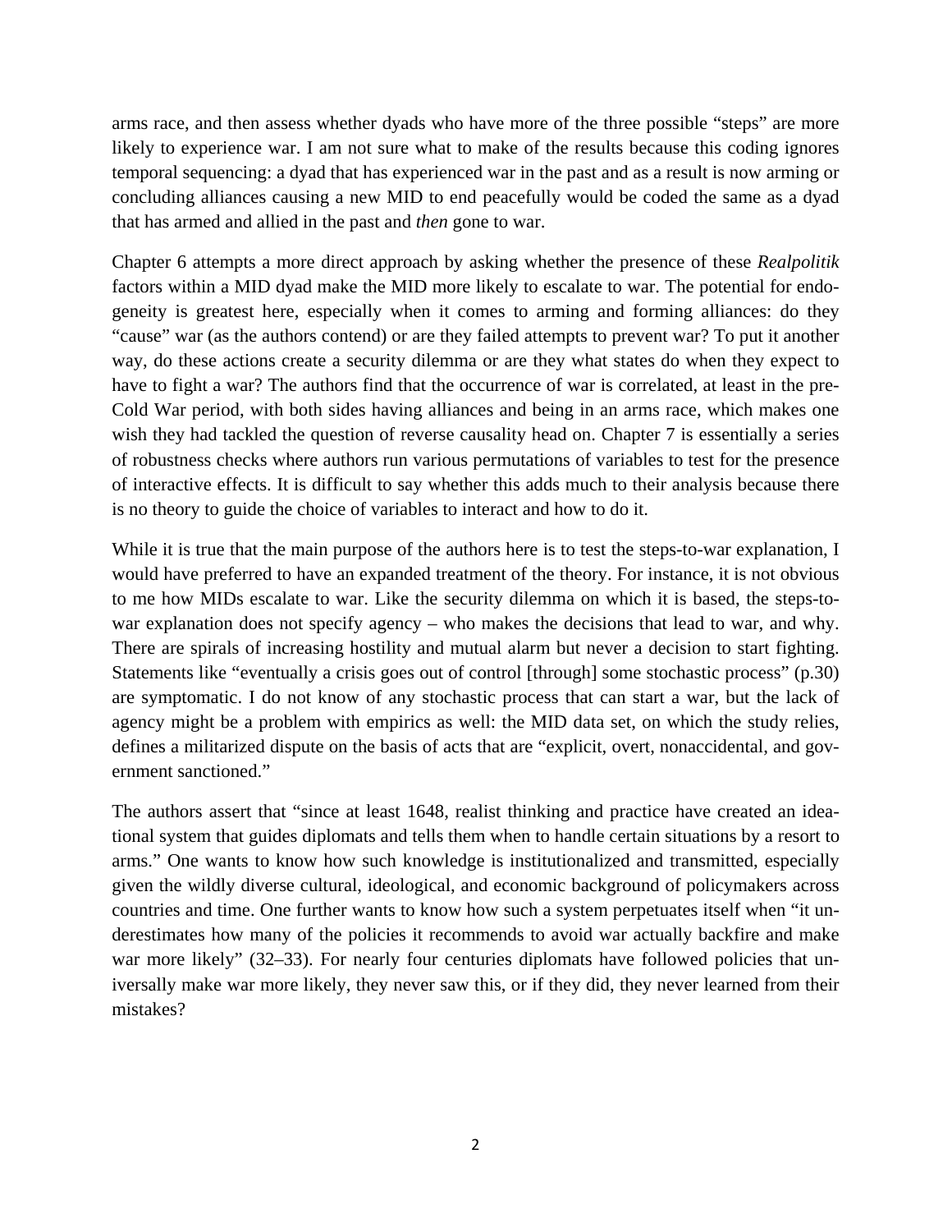arms race, and then assess whether dyads who have more of the three possible "steps" are more likely to experience war. I am not sure what to make of the results because this coding ignores temporal sequencing: a dyad that has experienced war in the past and as a result is now arming or concluding alliances causing a new MID to end peacefully would be coded the same as a dyad that has armed and allied in the past and *then* gone to war.

Chapter 6 attempts a more direct approach by asking whether the presence of these *Realpolitik* factors within a MID dyad make the MID more likely to escalate to war. The potential for endogeneity is greatest here, especially when it comes to arming and forming alliances: do they "cause" war (as the authors contend) or are they failed attempts to prevent war? To put it another way, do these actions create a security dilemma or are they what states do when they expect to have to fight a war? The authors find that the occurrence of war is correlated, at least in the pre-Cold War period, with both sides having alliances and being in an arms race, which makes one wish they had tackled the question of reverse causality head on. Chapter 7 is essentially a series of robustness checks where authors run various permutations of variables to test for the presence of interactive effects. It is difficult to say whether this adds much to their analysis because there is no theory to guide the choice of variables to interact and how to do it.

While it is true that the main purpose of the authors here is to test the steps-to-war explanation, I would have preferred to have an expanded treatment of the theory. For instance, it is not obvious to me how MIDs escalate to war. Like the security dilemma on which it is based, the steps-to-war explanation does not specify agency – who makes the decisions that lead to war, and why. There are spirals of increasing hostility and mutual alarm but never a decision to start fighting. Statements like "eventually a crisis goes out of control [through] some stochastic process" (p.30) are symptomatic. I do not know of any stochastic process that can start a war, but the lack of agency might be a problem with empirics as well: the MID data set, on which the study relies, defines a militarized dispute on the basis of acts that are "explicit, overt, nonaccidental, and government sanctioned."

The authors assert that "since at least 1648, realist thinking and practice have created an ideational system that guides diplomats and tells them when to handle certain situations by a resort to arms." One wants to know how such knowledge is institutionalized and transmitted, especially given the wildly diverse cultural, ideological, and economic background of policymakers across countries and time. One further wants to know how such a system perpetuates itself when "it underestimates how many of the policies it recommends to avoid war actually backfire and make war more likely" (32–33). For nearly four centuries diplomats have followed policies that universally make war more likely, they never saw this, or if they did, they never learned from their mistakes?